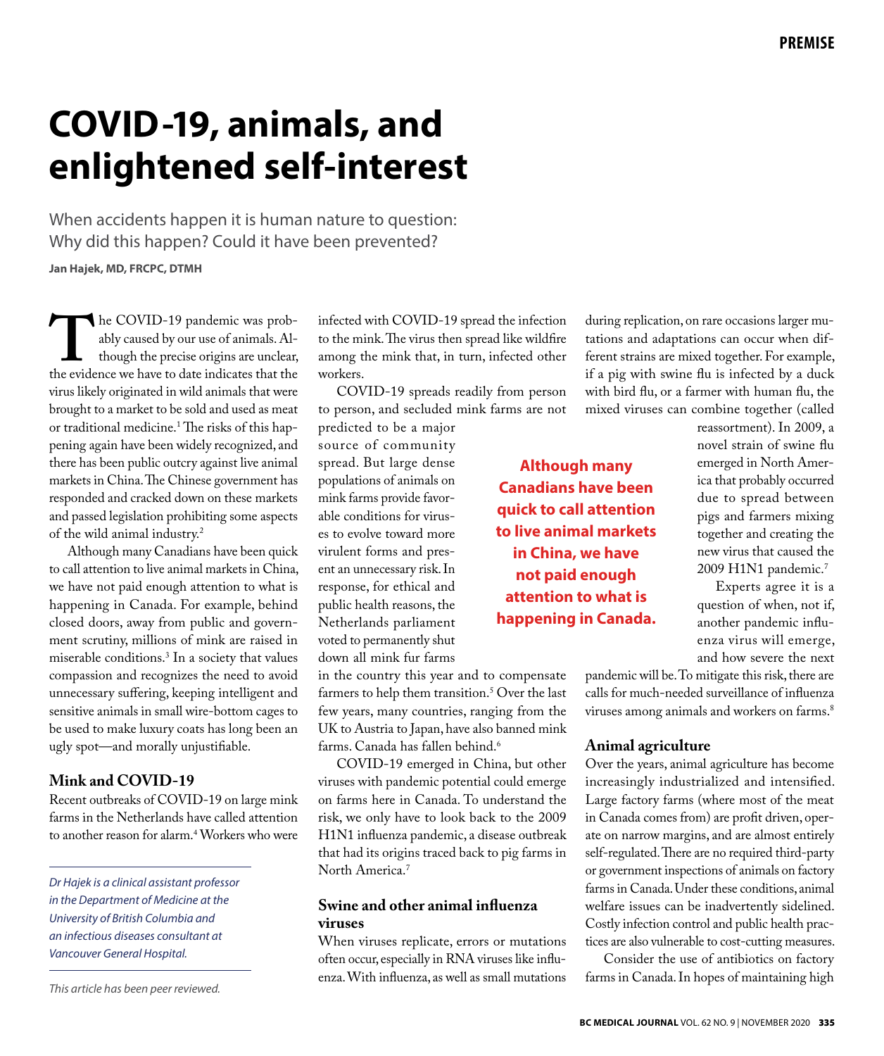# COVID-19, animals, and enlightened self-interest

When accidents happen it is human nature to question: Why did this happen? Could it have been prevented?

**Jan Hajek, MD, FRCPC, DTMH**

*Dr Hajek is a clinical assistant professor in the Department of Medicine at the University of British Columbia and an infectious diseases consultant at Vancouver General Hospital.*

*This article has been peer reviewed.*

The COVID-19 pandemic was probably caused by our use of animals. Although the precise origins are unclear, the evidence we have to date indicates that the virus likely originated in wild animals that were brought to a market to be sold and used as meat or traditional medicine.[1] The risks of this happening again have been widely recognized, and there has been public outcry against live animal markets in China. The Chinese government has responded and cracked down on these markets and passed legislation prohibiting some aspects of the wild animal industry.[2]

Although many Canadians have been quick to call attention to live animal markets in China, we have not paid enough attention to what is happening in Canada. For example, behind closed doors, away from public and government scrutiny, millions of mink are raised in miserable conditions.[3] In a society that values compassion and recognizes the need to avoid unnecessary suffering, keeping intelligent and sensitive animals in small wire-bottom cages to be used to make luxury coats has long been an ugly spot—and morally unjustifiable.

## Mink and COVID-19

Recent outbreaks of COVID-19 on large mink farms in the Netherlands have called attention to another reason for alarm.[4] Workers who were infected with COVID-19 spread the infection to the mink. The virus then spread like wildfire among the mink that, in turn, infected other workers.

COVID-19 spreads readily from person to person, and secluded mink farms are not predicted to be a major source of community spread. But large dense populations of animals on mink farms provide favorable conditions for viruses to evolve toward more virulent forms and present an unnecessary risk. In response, for ethical and public health reasons, the Netherlands parliament voted to permanently shut down all mink fur farms in the country this year and to compensate farmers to help them transition.[5] Over the last few years, many countries, ranging from the UK to Austria to Japan, have also banned mink farms. Canada has fallen behind.[6]

**Although many Canadians have been quick to call attention to live animal markets in China, we have not paid enough attention to what is happening in Canada.**

COVID-19 emerged in China, but other viruses with pandemic potential could emerge on farms here in Canada. To understand the risk, we only have to look back to the 2009 H1N1 influenza pandemic, a disease outbreak that had its origins traced back to pig farms in North America.[7]

## Swine and other animal influenza viruses

When viruses replicate, errors or mutations often occur, especially in RNA viruses like influenza. With influenza, as well as small mutations during replication, on rare occasions larger mutations and adaptations can occur when different strains are mixed together. For example, if a pig with swine flu is infected by a duck with bird flu, or a farmer with human flu, the mixed viruses can combine together (called reassortment). In 2009, a novel strain of swine flu emerged in North America that probably occurred due to spread between pigs and farmers mixing together and creating the new virus that caused the 2009 H1N1 pandemic.[7]

Experts agree it is a question of when, not if, another pandemic influenza virus will emerge, and how severe the next pandemic will be. To mitigate this risk, there are calls for much-needed surveillance of influenza viruses among animals and workers on farms.[8]

## Animal agriculture

Over the years, animal agriculture has become increasingly industrialized and intensified. Large factory farms (where most of the meat in Canada comes from) are profit driven, operate on narrow margins, and are almost entirely self-regulated. There are no required third-party or government inspections of animals on factory farms in Canada. Under these conditions, animal welfare issues can be inadvertently sidelined. Costly infection control and public health practices are also vulnerable to cost-cutting measures.

Consider the use of antibiotics on factory farms in Canada. In hopes of maintaining high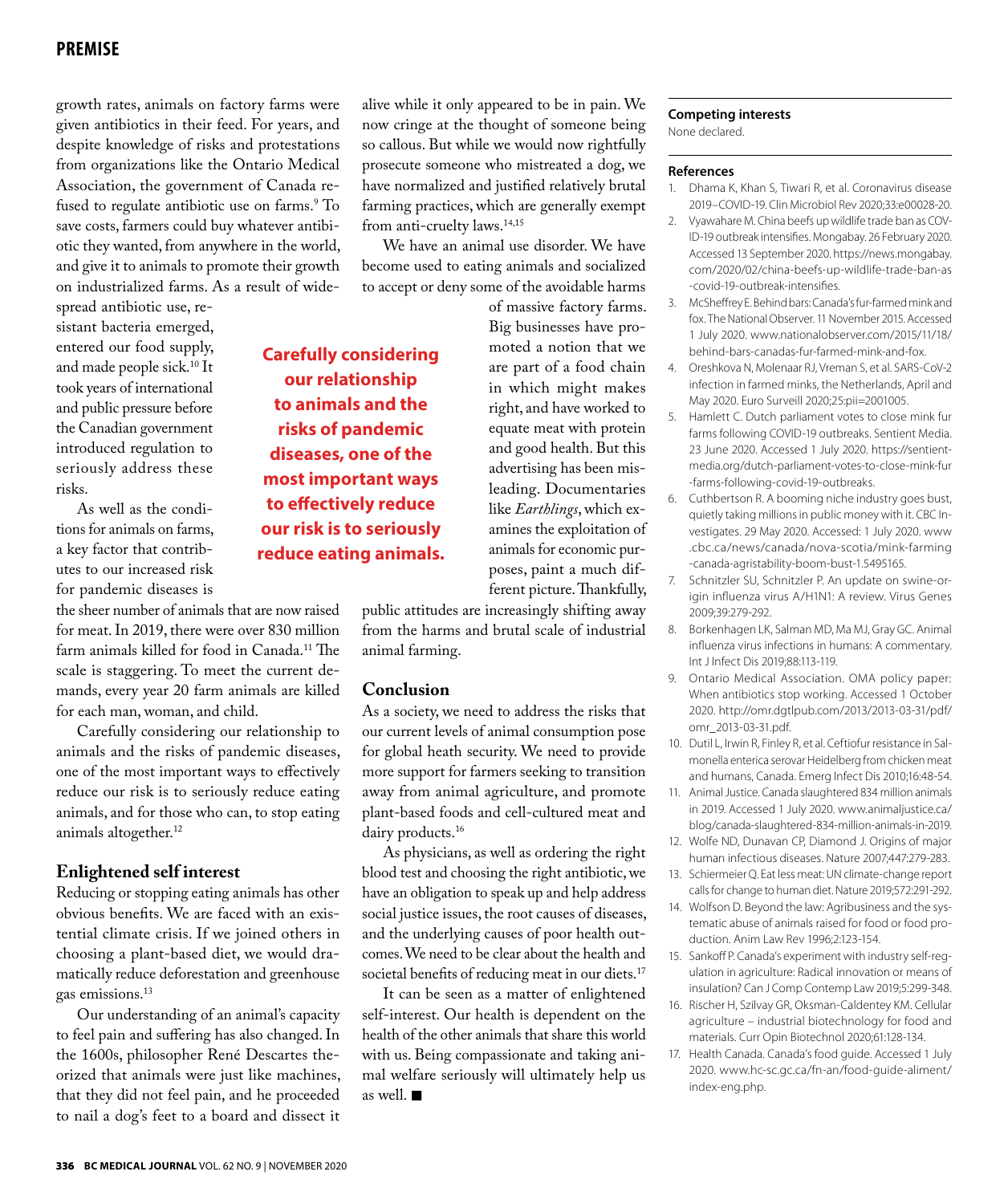growth rates, animals on factory farms were given antibiotics in their feed. For years, and despite knowledge of risks and protestations from organizations like the Ontario Medical Association, the government of Canada refused to regulate antibiotic use on farms.[9] To save costs, farmers could buy whatever antibiotic they wanted, from anywhere in the world, and give it to animals to promote their growth on industrialized farms. As a result of widespread antibiotic use, resistant bacteria emerged, entered our food supply, and made people sick.[10] It took years of international and public pressure before the Canadian government introduced regulation to seriously address these risks.

As well as the conditions for animals on farms, a key factor that contributes to our increased risk for pandemic diseases is the sheer number of animals that are now raised for meat. In 2019, there were over 830 million farm animals killed for food in Canada.[11] The scale is staggering. To meet the current demands, every year 20 farm animals are killed for each man, woman, and child.

Carefully considering our relationship to animals and the risks of pandemic diseases, one of the most important ways to effectively reduce our risk is to seriously reduce eating animals, and for those who can, to stop eating animals altogether.[12]

**Carefully considering our relationship to animals and the risks of pandemic diseases, one of the most important ways to effectively reduce our risk is to seriously reduce eating animals.**

## Enlightened self interest

Reducing or stopping eating animals has other obvious benefits. We are faced with an existential climate crisis. If we joined others in choosing a plant-based diet, we would dramatically reduce deforestation and greenhouse gas emissions.[13]

Our understanding of an animal's capacity to feel pain and suffering has also changed. In the 1600s, philosopher René Descartes theorized that animals were just like machines, that they did not feel pain, and he proceeded to nail a dog's feet to a board and dissect it alive while it only appeared to be in pain. We now cringe at the thought of someone being so callous. But while we would now rightfully prosecute someone who mistreated a dog, we have normalized and justified relatively brutal farming practices, which are generally exempt from anti-cruelty laws.[14,15]

We have an animal use disorder. We have become used to eating animals and socialized to accept or deny some of the avoidable harms of massive factory farms. Big businesses have promoted a notion that we are part of a food chain in which might makes right, and have worked to equate meat with protein and good health. But this advertising has been misleading. Documentaries like *Earthlings*, which examines the exploitation of animals for economic purposes, paint a much different picture. Thankfully, public attitudes are increasingly shifting away from the harms and brutal scale of industrial animal farming.

## Conclusion

As a society, we need to address the risks that our current levels of animal consumption pose for global heath security. We need to provide more support for farmers seeking to transition away from animal agriculture, and promote plant-based foods and cell-cultured meat and dairy products.[16]

As physicians, as well as ordering the right blood test and choosing the right antibiotic, we have an obligation to speak up and help address social justice issues, the root causes of diseases, and the underlying causes of poor health outcomes. We need to be clear about the health and societal benefits of reducing meat in our diets.[17]

It can be seen as a matter of enlightened self-interest. Our health is dependent on the health of the other animals that share this world with us. Being compassionate and taking animal welfare seriously will ultimately help us as well. ■

**Competing interests**

None declared.

**References**

1. Dhama K, Khan S, Tiwari R, et al. Coronavirus disease 2019–COVID-19. Clin Microbiol Rev 2020;33:e00028-20.
2. Vyawahare M. China beefs up wildlife trade ban as COVID-19 outbreak intensifies. Mongabay. 26 February 2020. Accessed 13 September 2020. https://news.mongabay.com/2020/02/china-beefs-up-wildlife-trade-ban-as-covid-19-outbreak-intensifies.
3. McSheffrey E. Behind bars: Canada's fur-farmed mink and fox. The National Observer. 11 November 2015. Accessed 1 July 2020. www.nationalobserver.com/2015/11/18/behind-bars-canadas-fur-farmed-mink-and-fox.
4. Oreshkova N, Molenaar RJ, Vreman S, et al. SARS-CoV-2 infection in farmed minks, the Netherlands, April and May 2020. Euro Surveill 2020;25:pii=2001005.
5. Hamlett C. Dutch parliament votes to close mink fur farms following COVID-19 outbreaks. Sentient Media. 23 June 2020. Accessed 1 July 2020. https://sentientmedia.org/dutch-parliament-votes-to-close-mink-fur-farms-following-covid-19-outbreaks.
6. Cuthbertson R. A booming niche industry goes bust, quietly taking millions in public money with it. CBC Investigates. 29 May 2020. Accessed: 1 July 2020. www.cbc.ca/news/canada/nova-scotia/mink-farming-canada-agristability-boom-bust-1.5495165.
7. Schnitzler SU, Schnitzler P. An update on swine-origin influenza virus A/H1N1: A review. Virus Genes 2009;39:279-292.
8. Borkenhagen LK, Salman MD, Ma MJ, Gray GC. Animal influenza virus infections in humans: A commentary. Int J Infect Dis 2019;88:113-119.
9. Ontario Medical Association. OMA policy paper: When antibiotics stop working. Accessed 1 October 2020. http://omr.dgtlpub.com/2013/2013-03-31/pdf/omr_2013-03-31.pdf.
10. Dutil L, Irwin R, Finley R, et al. Ceftiofur resistance in Salmonella enterica serovar Heidelberg from chicken meat and humans, Canada. Emerg Infect Dis 2010;16:48-54.
11. Animal Justice. Canada slaughtered 834 million animals in 2019. Accessed 1 July 2020. www.animaljustice.ca/blog/canada-slaughtered-834-million-animals-in-2019.
12. Wolfe ND, Dunavan CP, Diamond J. Origins of major human infectious diseases. Nature 2007;447:279-283.
13. Schiermeier Q. Eat less meat: UN climate-change report calls for change to human diet. Nature 2019;572:291-292.
14. Wolfson D. Beyond the law: Agribusiness and the systematic abuse of animals raised for food or food production. Anim Law Rev 1996;2:123-154.
15. Sankoff P. Canada's experiment with industry self-regulation in agriculture: Radical innovation or means of insulation? Can J Comp Contemp Law 2019;5:299-348.
16. Rischer H, Szilvay GR, Oksman-Caldentey KM. Cellular agriculture – industrial biotechnology for food and materials. Curr Opin Biotechnol 2020;61:128-134.
17. Health Canada. Canada's food guide. Accessed 1 July 2020. www.hc-sc.gc.ca/fn-an/food-guide-aliment/index-eng.php.